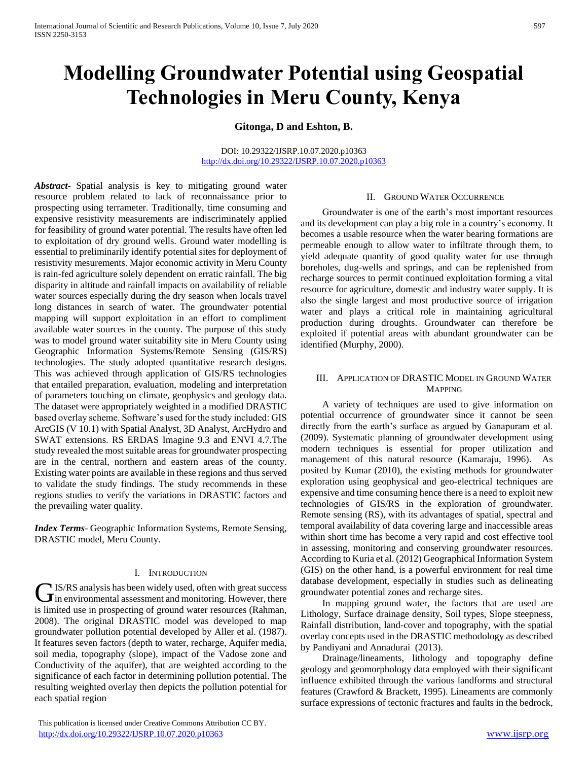# Modelling Groundwater Potential using Geospatial Technologies in Meru County, Kenya

**Gitonga, D and Eshton, B.**

DOI: 10.29322/IJSRP.10.07.2020.p10363
http://dx.doi.org/10.29322/IJSRP.10.07.2020.p10363

***Abstract-*** Spatial analysis is key to mitigating ground water resource problem related to lack of reconnaissance prior to prospecting using terrameter. Traditionally, time consuming and expensive resistivity measurements are indiscriminately applied for feasibility of ground water potential. The results have often led to exploitation of dry ground wells. Ground water modelling is essential to preliminarily identify potential sites for deployment of resistivity mesurements. Major economic activity in Meru County is rain-fed agriculture solely dependent on erratic rainfall. The big disparity in altitude and rainfall impacts on availability of reliable water sources especially during the dry season when locals travel long distances in search of water. The groundwater potential mapping will support exploitation in an effort to compliment available water sources in the county. The purpose of this study was to model ground water suitability site in Meru County using Geographic Information Systems/Remote Sensing (GIS/RS) technologies. The study adopted quantitative research designs. This was achieved through application of GIS/RS technologies that entailed preparation, evaluation, modeling and interpretation of parameters touching on climate, geophysics and geology data. The dataset were appropriately weighted in a modified DRASTIC based overlay scheme. Software's used for the study included: GIS ArcGIS (V 10.1) with Spatial Analyst, 3D Analyst, ArcHydro and SWAT extensions. RS ERDAS Imagine 9.3 and ENVI 4.7.The study revealed the most suitable areas for groundwater prospecting are in the central, northern and eastern areas of the county. Existing water points are available in these regions and thus served to validate the study findings. The study recommends in these regions studies to verify the variations in DRASTIC factors and the prevailing water quality.

***Index Terms*-** Geographic Information Systems, Remote Sensing, DRASTIC model, Meru County.

## I. Introduction

GIS/RS analysis has been widely used, often with great success in environmental assessment and monitoring. However, there is limited use in prospecting of ground water resources (Rahman, 2008). The original DRASTIC model was developed to map groundwater pollution potential developed by Aller et al. (1987). It features seven factors (depth to water, recharge, Aquifer media, soil media, topography (slope), impact of the Vadose zone and Conductivity of the aquifer), that are weighted according to the significance of each factor in determining pollution potential. The resulting weighted overlay then depicts the pollution potential for each spatial region

## II. Ground Water Occurrence

Groundwater is one of the earth's most important resources and its development can play a big role in a country's economy. It becomes a usable resource when the water bearing formations are permeable enough to allow water to infiltrate through them, to yield adequate quantity of good quality water for use through boreholes, dug-wells and springs, and can be replenished from recharge sources to permit continued exploitation forming a vital resource for agriculture, domestic and industry water supply. It is also the single largest and most productive source of irrigation water and plays a critical role in maintaining agricultural production during droughts. Groundwater can therefore be exploited if potential areas with abundant groundwater can be identified (Murphy, 2000).

## III. Application of DRASTIC Model in Ground Water Mapping

A variety of techniques are used to give information on potential occurrence of groundwater since it cannot be seen directly from the earth's surface as argued by Ganapuram et al. (2009). Systematic planning of groundwater development using modern techniques is essential for proper utilization and management of this natural resource (Kamaraju, 1996). As posited by Kumar (2010), the existing methods for groundwater exploration using geophysical and geo-electrical techniques are expensive and time consuming hence there is a need to exploit new technologies of GIS/RS in the exploration of groundwater. Remote sensing (RS), with its advantages of spatial, spectral and temporal availability of data covering large and inaccessible areas within short time has become a very rapid and cost effective tool in assessing, monitoring and conserving groundwater resources. According to Kuria et al. (2012) Geographical Information System (GIS) on the other hand, is a powerful environment for real time database development, especially in studies such as delineating groundwater potential zones and recharge sites.

In mapping ground water, the factors that are used are Lithology, Surface drainage density, Soil types, Slope steepness, Rainfall distribution, land-cover and topography, with the spatial overlay concepts used in the DRASTIC methodology as described by Pandiyani and Annadurai (2013).

Drainage/lineaments, lithology and topography define geology and geomorphology data employed with their significant influence exhibited through the various landforms and structural features (Crawford & Brackett, 1995). Lineaments are commonly surface expressions of tectonic fractures and faults in the bedrock,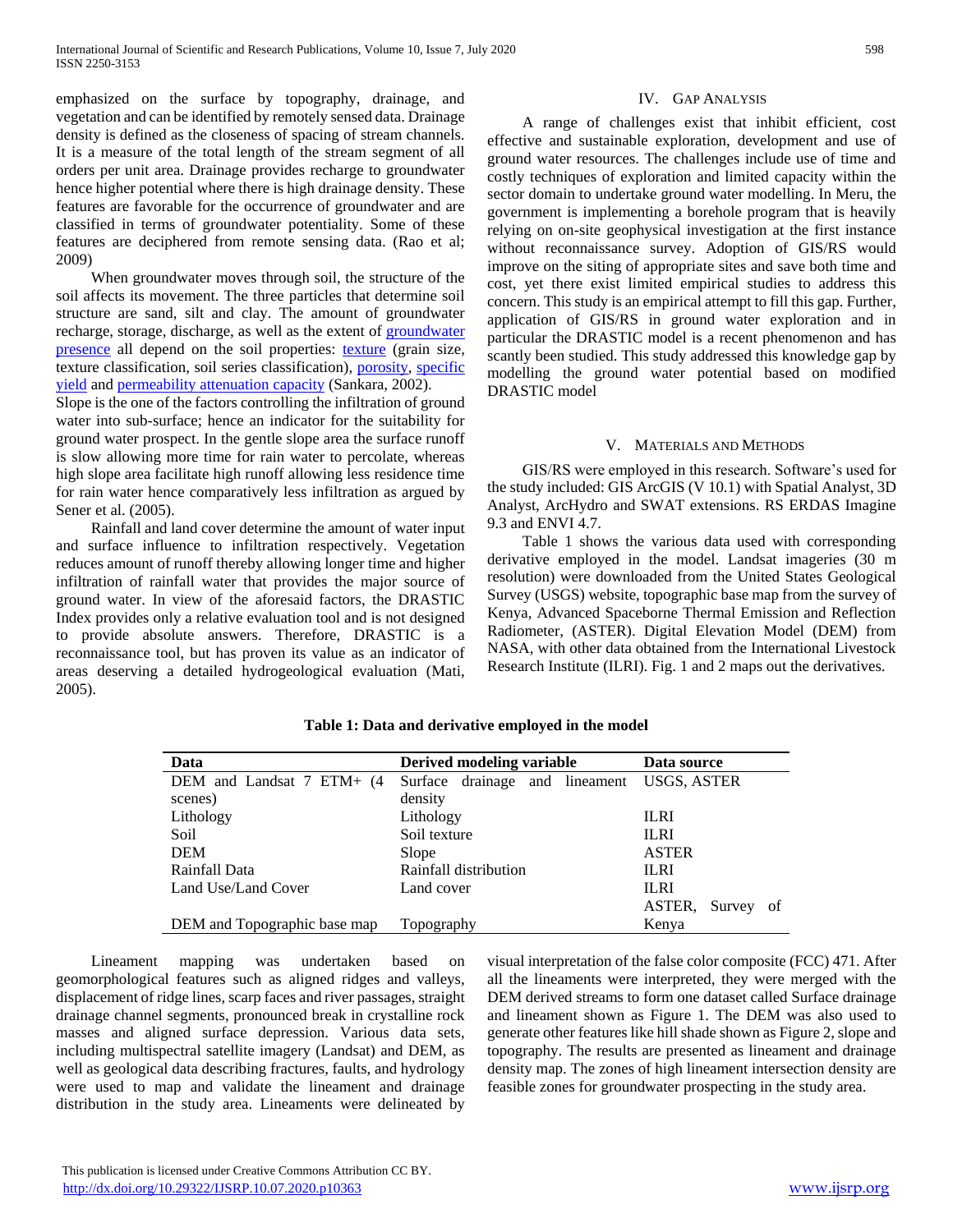emphasized on the surface by topography, drainage, and vegetation and can be identified by remotely sensed data. Drainage density is defined as the closeness of spacing of stream channels. It is a measure of the total length of the stream segment of all orders per unit area. Drainage provides recharge to groundwater hence higher potential where there is high drainage density. These features are favorable for the occurrence of groundwater and are classified in terms of groundwater potentiality. Some of these features are deciphered from remote sensing data. (Rao et al; 2009)

When groundwater moves through soil, the structure of the soil affects its movement. The three particles that determine soil structure are sand, silt and clay. The amount of groundwater recharge, storage, discharge, as well as the extent of groundwater presence all depend on the soil properties: texture (grain size, texture classification, soil series classification), porosity, specific yield and permeability attenuation capacity (Sankara, 2002).

Slope is the one of the factors controlling the infiltration of ground water into sub-surface; hence an indicator for the suitability for ground water prospect. In the gentle slope area the surface runoff is slow allowing more time for rain water to percolate, whereas high slope area facilitate high runoff allowing less residence time for rain water hence comparatively less infiltration as argued by Sener et al. (2005).

Rainfall and land cover determine the amount of water input and surface influence to infiltration respectively. Vegetation reduces amount of runoff thereby allowing longer time and higher infiltration of rainfall water that provides the major source of ground water. In view of the aforesaid factors, the DRASTIC Index provides only a relative evaluation tool and is not designed to provide absolute answers. Therefore, DRASTIC is a reconnaissance tool, but has proven its value as an indicator of areas deserving a detailed hydrogeological evaluation (Mati, 2005).

## IV. Gap Analysis

A range of challenges exist that inhibit efficient, cost effective and sustainable exploration, development and use of ground water resources. The challenges include use of time and costly techniques of exploration and limited capacity within the sector domain to undertake ground water modelling. In Meru, the government is implementing a borehole program that is heavily relying on on-site geophysical investigation at the first instance without reconnaissance survey. Adoption of GIS/RS would improve on the siting of appropriate sites and save both time and cost, yet there exist limited empirical studies to address this concern. This study is an empirical attempt to fill this gap. Further, application of GIS/RS in ground water exploration and in particular the DRASTIC model is a recent phenomenon and has scantly been studied. This study addressed this knowledge gap by modelling the ground water potential based on modified DRASTIC model

## V. Materials and Methods

GIS/RS were employed in this research. Software's used for the study included: GIS ArcGIS (V 10.1) with Spatial Analyst, 3D Analyst, ArcHydro and SWAT extensions. RS ERDAS Imagine 9.3 and ENVI 4.7.

Table 1 shows the various data used with corresponding derivative employed in the model. Landsat imageries (30 m resolution) were downloaded from the United States Geological Survey (USGS) website, topographic base map from the survey of Kenya, Advanced Spaceborne Thermal Emission and Reflection Radiometer, (ASTER). Digital Elevation Model (DEM) from NASA, with other data obtained from the International Livestock Research Institute (ILRI). Fig. 1 and 2 maps out the derivatives.

**Table 1: Data and derivative employed in the model**

| Data | Derived modeling variable | Data source |
|---|---|---|
| DEM and Landsat 7 ETM+ (4 scenes) | Surface drainage and lineament density | USGS, ASTER |
| Lithology | Lithology | ILRI |
| Soil | Soil texture | ILRI |
| DEM | Slope | ASTER |
| Rainfall Data | Rainfall distribution | ILRI |
| Land Use/Land Cover | Land cover | ILRI |
| DEM and Topographic base map | Topography | ASTER, Survey of Kenya |

Lineament mapping was undertaken based on geomorphological features such as aligned ridges and valleys, displacement of ridge lines, scarp faces and river passages, straight drainage channel segments, pronounced break in crystalline rock masses and aligned surface depression. Various data sets, including multispectral satellite imagery (Landsat) and DEM, as well as geological data describing fractures, faults, and hydrology were used to map and validate the lineament and drainage distribution in the study area. Lineaments were delineated by visual interpretation of the false color composite (FCC) 471. After all the lineaments were interpreted, they were merged with the DEM derived streams to form one dataset called Surface drainage and lineament shown as Figure 1. The DEM was also used to generate other features like hill shade shown as Figure 2, slope and topography. The results are presented as lineament and drainage density map. The zones of high lineament intersection density are feasible zones for groundwater prospecting in the study area.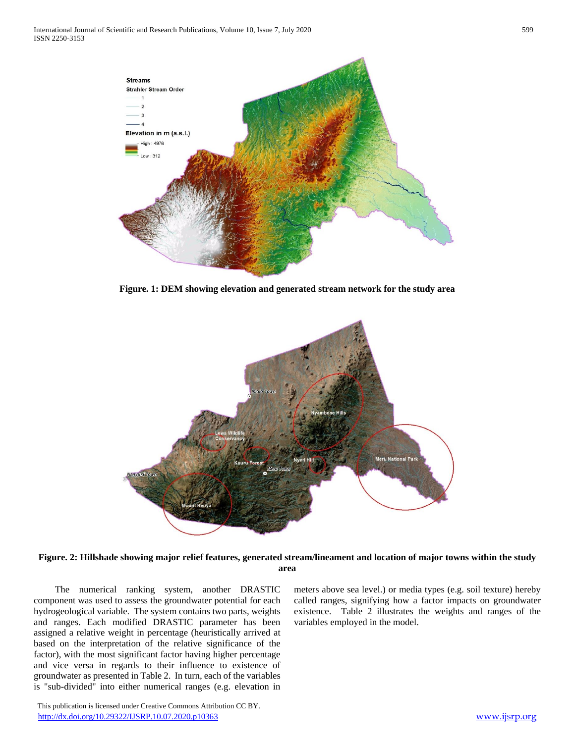**Figure. 1: DEM showing elevation and generated stream network for the study area**

**Figure. 2: Hillshade showing major relief features, generated stream/lineament and location of major towns within the study area**

The numerical ranking system, another DRASTIC component was used to assess the groundwater potential for each hydrogeological variable. The system contains two parts, weights and ranges. Each modified DRASTIC parameter has been assigned a relative weight in percentage (heuristically arrived at based on the interpretation of the relative significance of the factor), with the most significant factor having higher percentage and vice versa in regards to their influence to existence of groundwater as presented in Table 2. In turn, each of the variables is "sub-divided" into either numerical ranges (e.g. elevation in meters above sea level.) or media types (e.g. soil texture) hereby called ranges, signifying how a factor impacts on groundwater existence. Table 2 illustrates the weights and ranges of the variables employed in the model.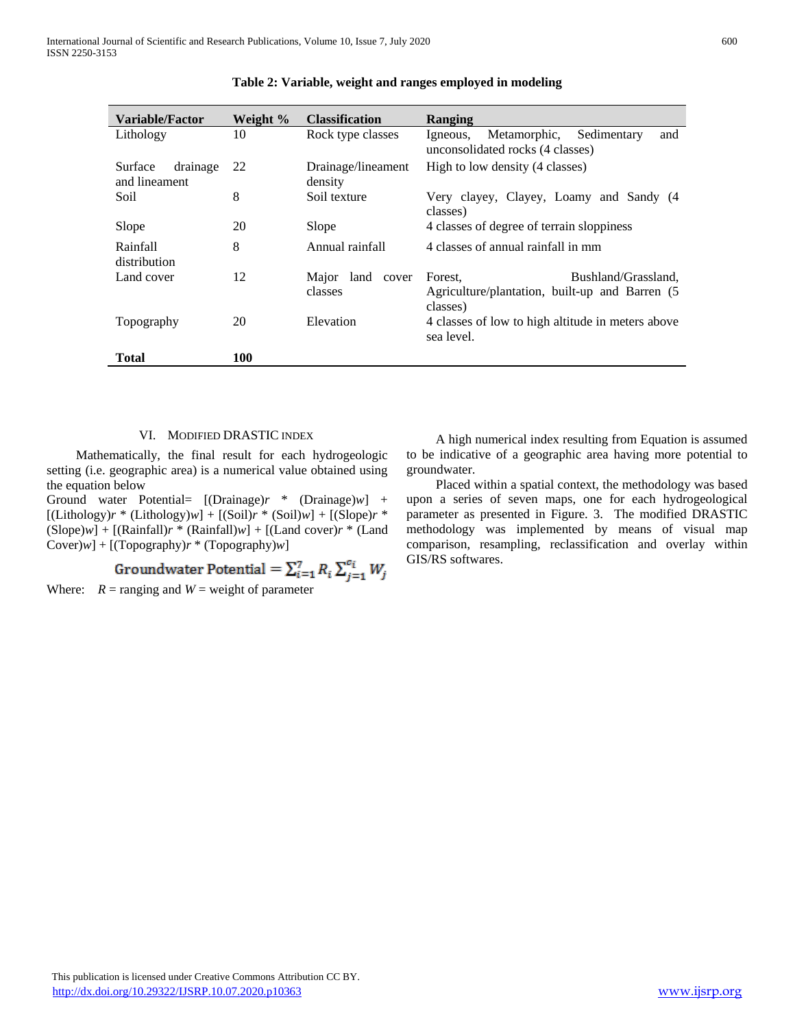**Table 2: Variable, weight and ranges employed in modeling**

| Variable/Factor | Weight % | Classification | Ranging |
|---|---|---|---|
| Lithology | 10 | Rock type classes | Igneous, Metamorphic, Sedimentary and unconsolidated rocks (4 classes) |
| Surface drainage and lineament | 22 | Drainage/lineament density | High to low density (4 classes) |
| Soil | 8 | Soil texture | Very clayey, Clayey, Loamy and Sandy (4 classes) |
| Slope | 20 | Slope | 4 classes of degree of terrain sloppiness |
| Rainfall distribution | 8 | Annual rainfall | 4 classes of annual rainfall in mm |
| Land cover | 12 | Major land cover classes | Forest, Bushland/Grassland, Agriculture/plantation, built-up and Barren (5 classes) |
| Topography | 20 | Elevation | 4 classes of low to high altitude in meters above sea level. |
| **Total** | **100** | | |

## VI. Modified DRASTIC Index

Mathematically, the final result for each hydrogeologic setting (i.e. geographic area) is a numerical value obtained using the equation below

Ground water Potential= [(Drainage)*r* * (Drainage)*w*] + [(Lithology)*r* * (Lithology)*w*] + [(Soil)*r* * (Soil)*w*] + [(Slope)*r* * (Slope)*w*] + [(Rainfall)*r* * (Rainfall)*w*] + [(Land cover)*r* * (Land Cover)*w*] + [(Topography)*r* * (Topography)*w*]

$$\text{Groundwater Potential} = \sum_{i=1}^{7} R_i \sum_{j=1}^{c_i} W_j$$

Where: $R$ = ranging and $W$ = weight of parameter

A high numerical index resulting from Equation is assumed to be indicative of a geographic area having more potential to groundwater.

Placed within a spatial context, the methodology was based upon a series of seven maps, one for each hydrogeological parameter as presented in Figure. 3. The modified DRASTIC methodology was implemented by means of visual map comparison, resampling, reclassification and overlay within GIS/RS softwares.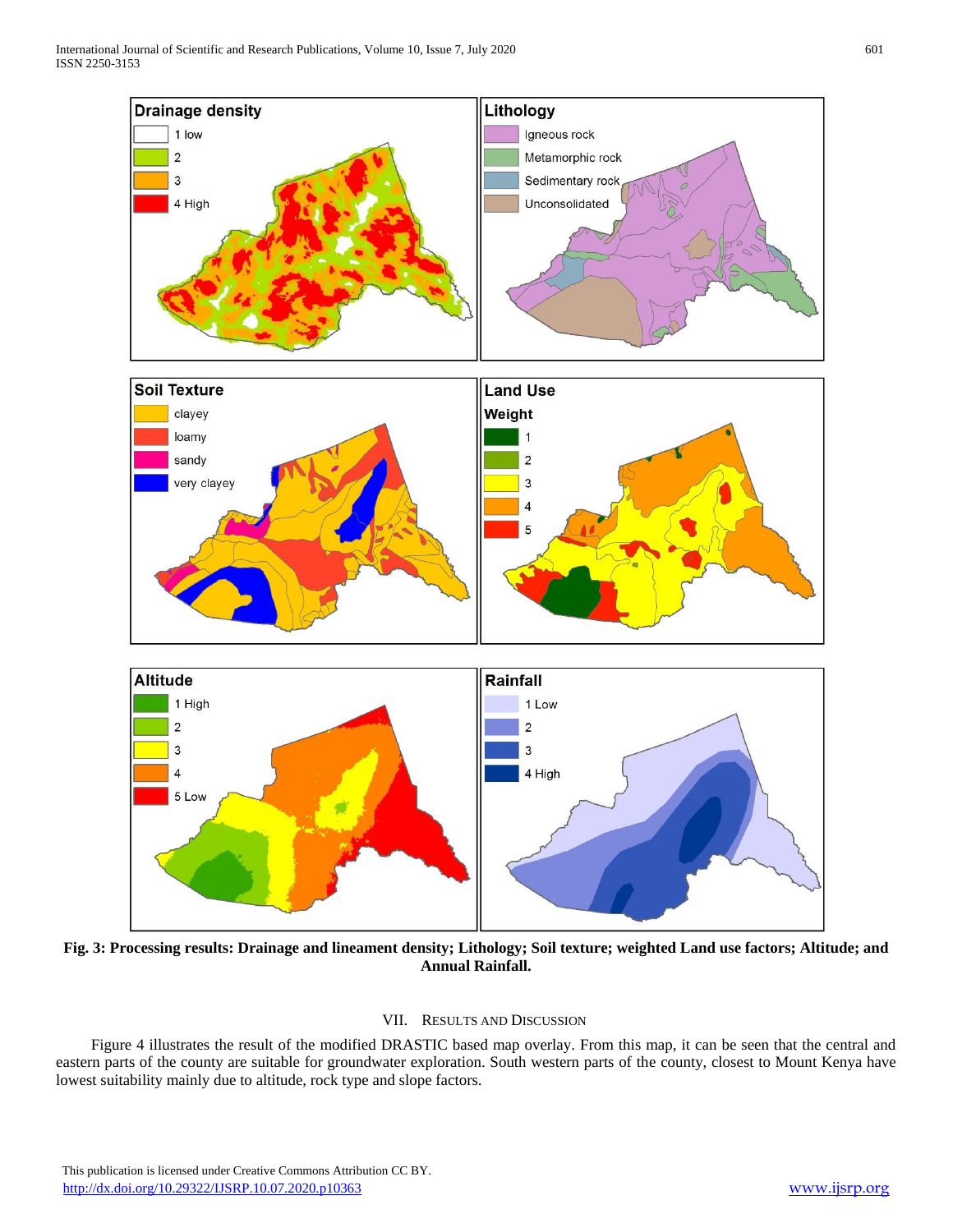**Fig. 3: Processing results: Drainage and lineament density; Lithology; Soil texture; weighted Land use factors; Altitude; and Annual Rainfall.**

## VII. Results and Discussion

Figure 4 illustrates the result of the modified DRASTIC based map overlay. From this map, it can be seen that the central and eastern parts of the county are suitable for groundwater exploration. South western parts of the county, closest to Mount Kenya have lowest suitability mainly due to altitude, rock type and slope factors.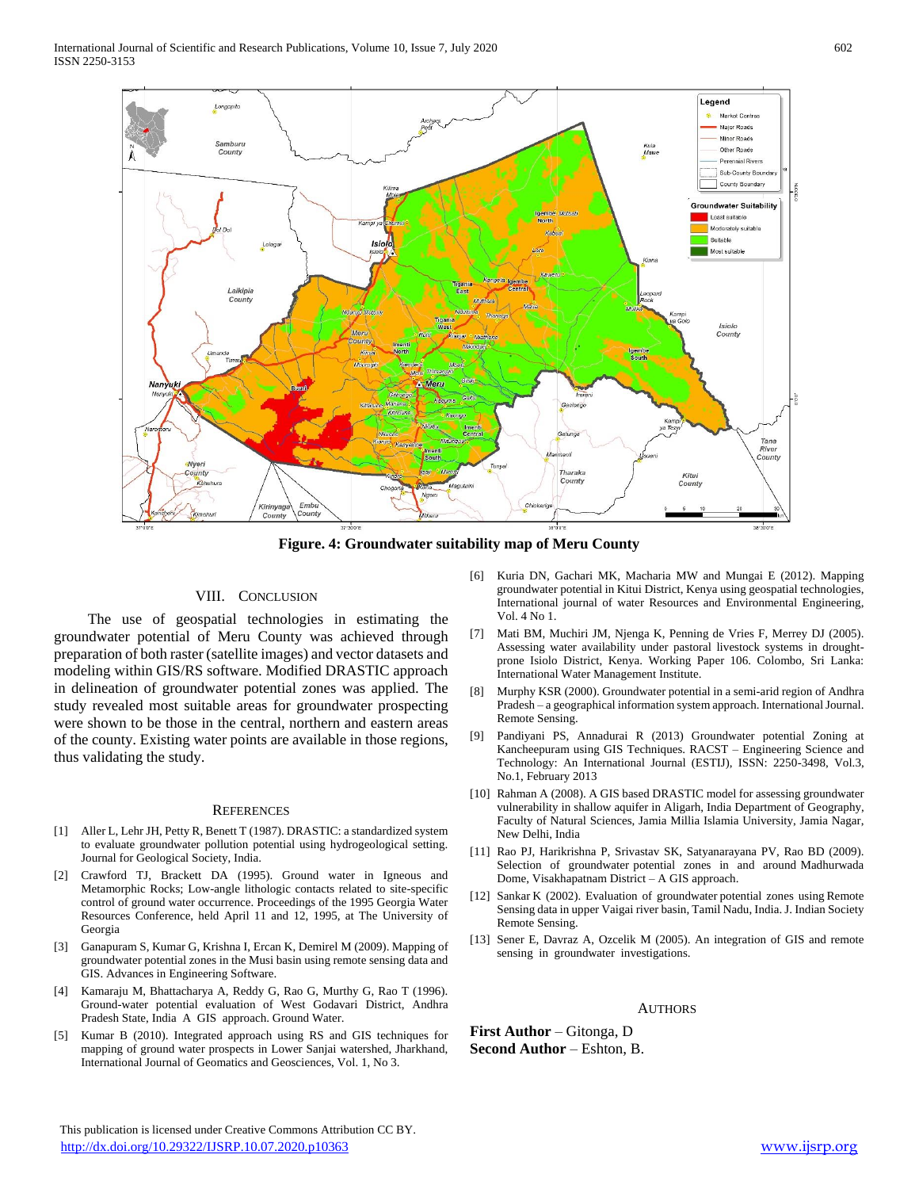**Figure. 4: Groundwater suitability map of Meru County**

## VIII. Conclusion

The use of geospatial technologies in estimating the groundwater potential of Meru County was achieved through preparation of both raster (satellite images) and vector datasets and modeling within GIS/RS software. Modified DRASTIC approach in delineation of groundwater potential zones was applied. The study revealed most suitable areas for groundwater prospecting were shown to be those in the central, northern and eastern areas of the county. Existing water points are available in those regions, thus validating the study.

## References

[1] Aller L, Lehr JH, Petty R, Benett T (1987). DRASTIC: a standardized system to evaluate groundwater pollution potential using hydrogeological setting. Journal for Geological Society, India.

[2] Crawford TJ, Brackett DA (1995). Ground water in Igneous and Metamorphic Rocks; Low-angle lithologic contacts related to site-specific control of ground water occurrence. Proceedings of the 1995 Georgia Water Resources Conference, held April 11 and 12, 1995, at The University of Georgia

[3] Ganapuram S, Kumar G, Krishna I, Ercan K, Demirel M (2009). Mapping of groundwater potential zones in the Musi basin using remote sensing data and GIS. Advances in Engineering Software.

[4] Kamaraju M, Bhattacharya A, Reddy G, Rao G, Murthy G, Rao T (1996). Ground-water potential evaluation of West Godavari District, Andhra Pradesh State, India A GIS approach. Ground Water.

[5] Kumar B (2010). Integrated approach using RS and GIS techniques for mapping of ground water prospects in Lower Sanjai watershed, Jharkhand, International Journal of Geomatics and Geosciences, Vol. 1, No 3.

[6] Kuria DN, Gachari MK, Macharia MW and Mungai E (2012). Mapping groundwater potential in Kitui District, Kenya using geospatial technologies. International journal of water Resources and Environmental Engineering, Vol. 4 No 1.

[7] Mati BM, Muchiri JM, Njenga K, Penning de Vries F, Merrey DJ (2005). Assessing water availability under pastoral livestock systems in drought-prone Isiolo District, Kenya. Working Paper 106. Colombo, Sri Lanka: International Water Management Institute.

[8] Murphy KSR (2000). Groundwater potential in a semi-arid region of Andhra Pradesh – a geographical information system approach. International Journal. Remote Sensing.

[9] Pandiyani PS, Annadurai R (2013) Groundwater potential Zoning at Kancheepuram using GIS Techniques. RACST – Engineering Science and Technology: An International Journal (ESTIJ), ISSN: 2250-3498, Vol.3, No.1, February 2013

[10] Rahman A (2008). A GIS based DRASTIC model for assessing groundwater vulnerability in shallow aquifer in Aligarh, India Department of Geography, Faculty of Natural Sciences, Jamia Millia Islamia University, Jamia Nagar, New Delhi, India

[11] Rao PJ, Harikrishna P, Srivastav SK, Satyanarayana PV, Rao BD (2009). Selection of groundwater potential zones in and around Madhurwada Dome, Visakhapatnam District – A GIS approach.

[12] Sankar K (2002). Evaluation of groundwater potential zones using Remote Sensing data in upper Vaigai river basin, Tamil Nadu, India. J. Indian Society Remote Sensing.

[13] Sener E, Davraz A, Ozcelik M (2005). An integration of GIS and remote sensing in groundwater investigations.

## Authors

**First Author** – Gitonga, D
**Second Author** – Eshton, B.